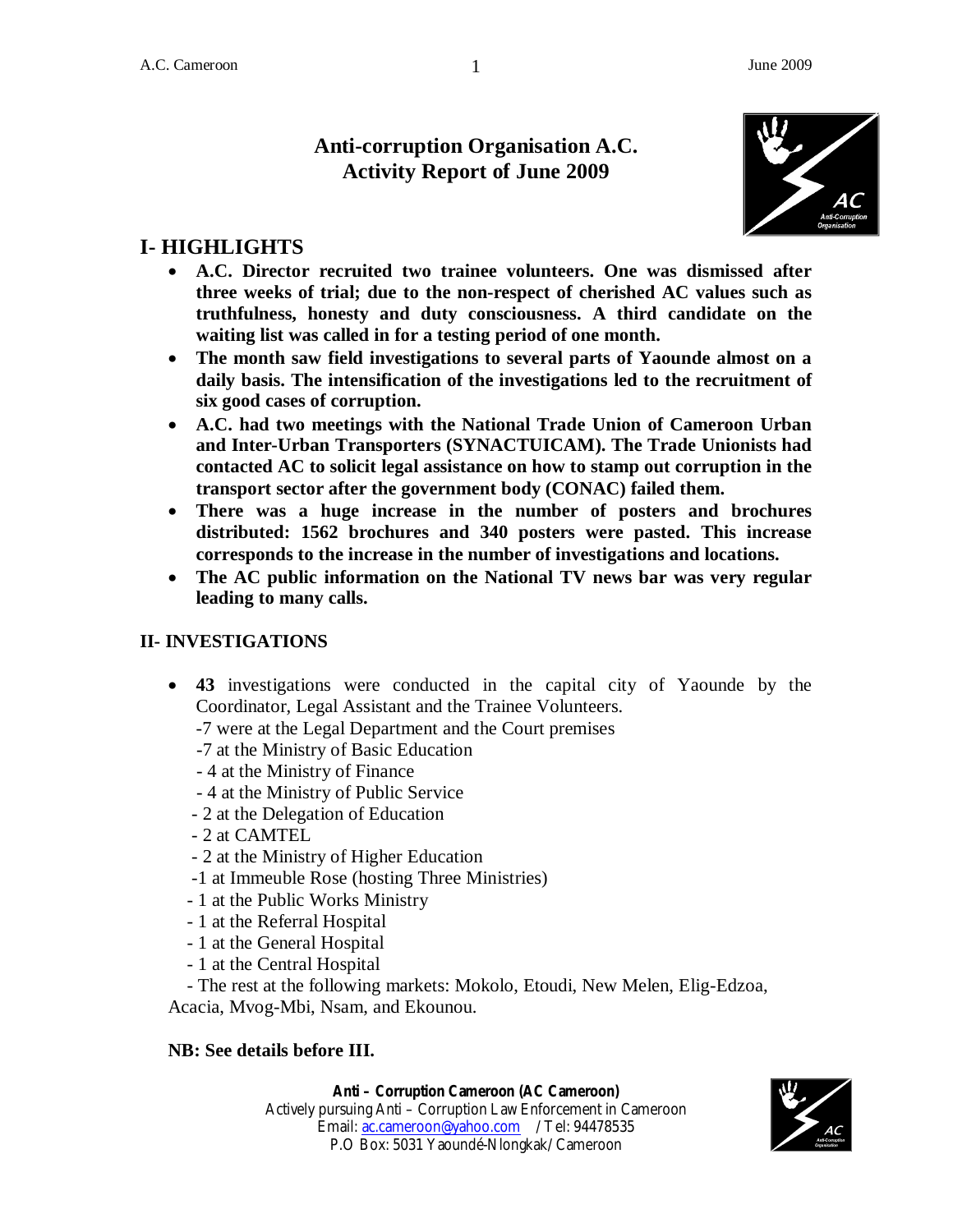# Anti-corruption Organisation A.C.
# Activity Report of June 2009

## I- HIGHLIGHTS

- **A.C. Director recruited two trainee volunteers. One was dismissed after three weeks of trial; due to the non-respect of cherished AC values such as truthfulness, honesty and duty consciousness. A third candidate on the waiting list was called in for a testing period of one month.**
- **The month saw field investigations to several parts of Yaounde almost on a daily basis. The intensification of the investigations led to the recruitment of six good cases of corruption.**
- **A.C. had two meetings with the National Trade Union of Cameroon Urban and Inter-Urban Transporters (SYNACTUICAM). The Trade Unionists had contacted AC to solicit legal assistance on how to stamp out corruption in the transport sector after the government body (CONAC) failed them.**
- **There was a huge increase in the number of posters and brochures distributed: 1562 brochures and 340 posters were pasted. This increase corresponds to the increase in the number of investigations and locations.**
- **The AC public information on the National TV news bar was very regular leading to many calls.**

## II- INVESTIGATIONS

- **43** investigations were conducted in the capital city of Yaounde by the Coordinator, Legal Assistant and the Trainee Volunteers.
  - -7 were at the Legal Department and the Court premises
  - -7 at the Ministry of Basic Education
  - - 4 at the Ministry of Finance
  - - 4 at the Ministry of Public Service
  - - 2 at the Delegation of Education
  - - 2 at CAMTEL
  - - 2 at the Ministry of Higher Education
  - -1 at Immeuble Rose (hosting Three Ministries)
  - - 1 at the Public Works Ministry
  - - 1 at the Referral Hospital
  - - 1 at the General Hospital
  - - 1 at the Central Hospital
  - - The rest at the following markets: Mokolo, Etoudi, New Melen, Elig-Edzoa, Acacia, Mvog-Mbi, Nsam, and Ekounou.

**NB: See details before III.**

**Anti – Corruption Cameroon (AC Cameroon)**
Actively pursuing Anti – Corruption Law Enforcement in Cameroon
Email: ac.cameroon@yahoo.com / Tel: 94478535
P.O Box: 5031 Yaoundé-Nlongkak/ Cameroon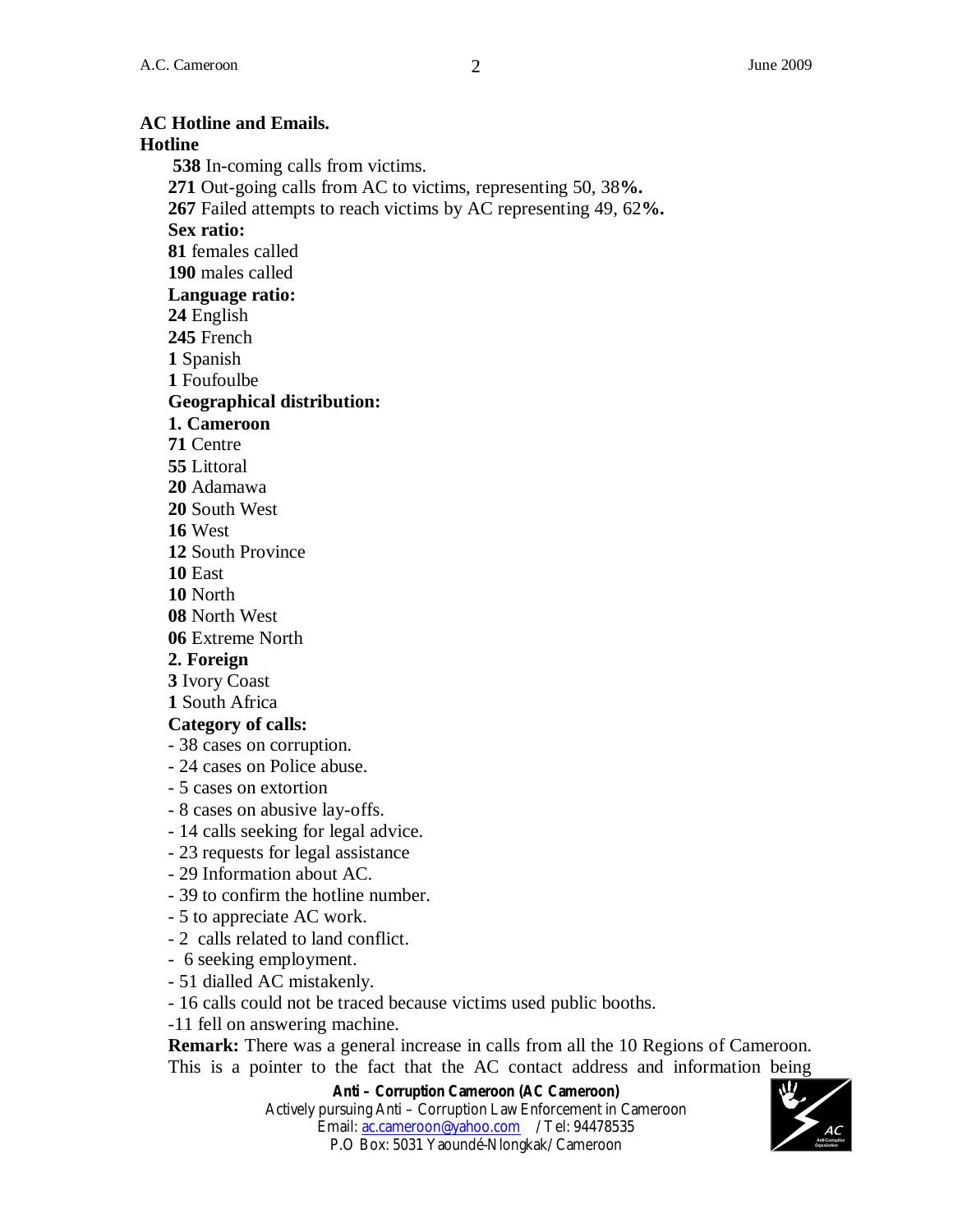**AC Hotline and Emails.**

**Hotline**

**538** In-coming calls from victims.
**271** Out-going calls from AC to victims, representing 50, 38**%.**
**267** Failed attempts to reach victims by AC representing 49, 62**%.**

**Sex ratio:**

**81** females called
**190** males called

**Language ratio:**

**24** English
**245** French
**1** Spanish
**1** Foufoulbe

**Geographical distribution:**

**1. Cameroon**

**71** Centre
**55** Littoral
**20** Adamawa
**20** South West
**16** West
**12** South Province
**10** East
**10** North
**08** North West
**06** Extreme North

**2. Foreign**

**3** Ivory Coast
**1** South Africa

**Category of calls:**

- 38 cases on corruption.
- 24 cases on Police abuse.
- 5 cases on extortion
- 8 cases on abusive lay-offs.
- 14 calls seeking for legal advice.
- 23 requests for legal assistance
- 29 Information about AC.
- 39 to confirm the hotline number.
- 5 to appreciate AC work.
- 2 calls related to land conflict.
- 6 seeking employment.
- 51 dialled AC mistakenly.
- 16 calls could not be traced because victims used public booths.
- 11 fell on answering machine.

**Remark:** There was a general increase in calls from all the 10 Regions of Cameroon. This is a pointer to the fact that the AC contact address and information being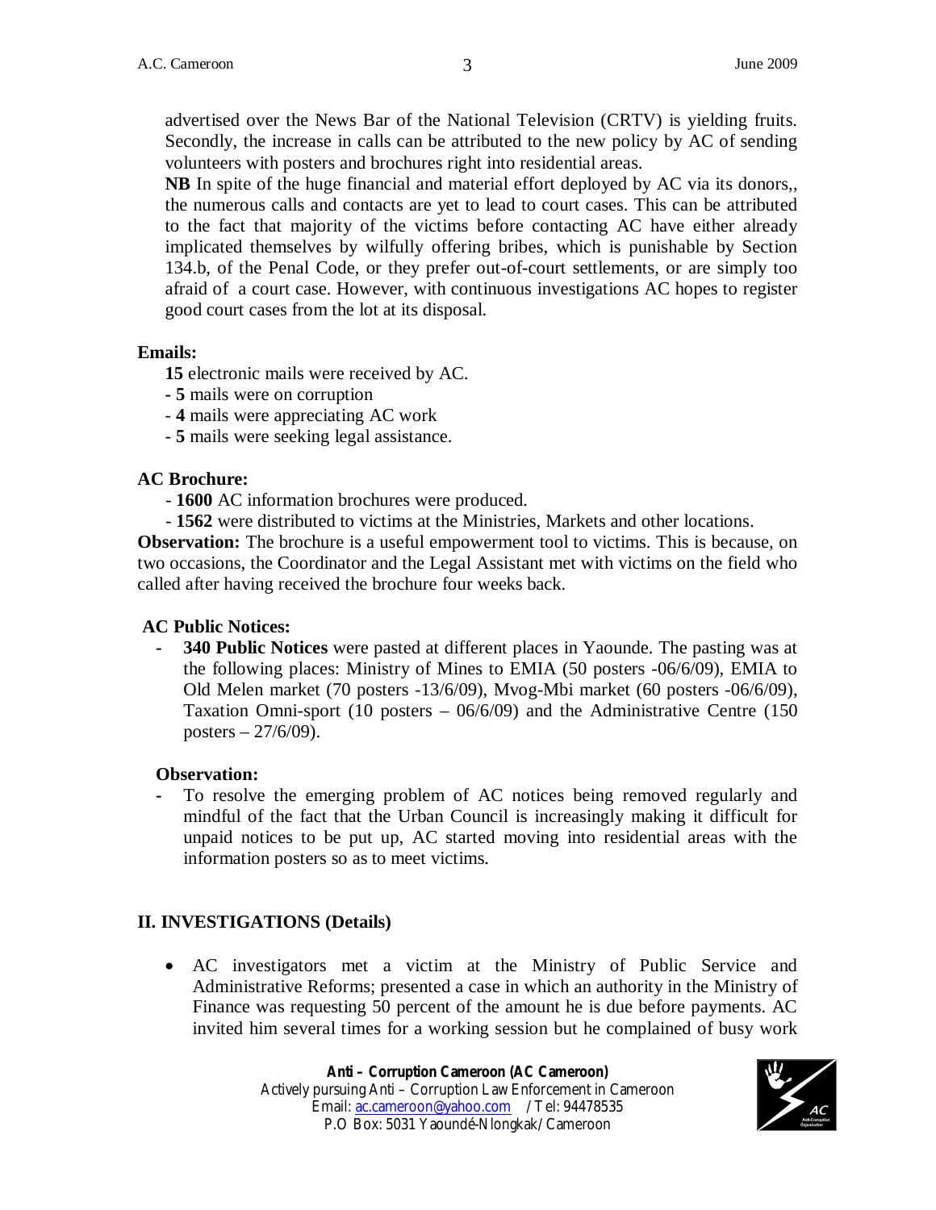advertised over the News Bar of the National Television (CRTV) is yielding fruits. Secondly, the increase in calls can be attributed to the new policy by AC of sending volunteers with posters and brochures right into residential areas.

**NB** In spite of the huge financial and material effort deployed by AC via its donors,, the numerous calls and contacts are yet to lead to court cases. This can be attributed to the fact that majority of the victims before contacting AC have either already implicated themselves by wilfully offering bribes, which is punishable by Section 134.b, of the Penal Code, or they prefer out-of-court settlements, or are simply too afraid of a court case. However, with continuous investigations AC hopes to register good court cases from the lot at its disposal.

**Emails:**

**15** electronic mails were received by AC.

- **5** mails were on corruption
- **4** mails were appreciating AC work
- **5** mails were seeking legal assistance.

**AC Brochure:**

- **1600** AC information brochures were produced.
- **1562** were distributed to victims at the Ministries, Markets and other locations.

**Observation:** The brochure is a useful empowerment tool to victims. This is because, on two occasions, the Coordinator and the Legal Assistant met with victims on the field who called after having received the brochure four weeks back.

**AC Public Notices:**

- **340 Public Notices** were pasted at different places in Yaounde. The pasting was at the following places: Ministry of Mines to EMIA (50 posters -06/6/09), EMIA to Old Melen market (70 posters -13/6/09), Mvog-Mbi market (60 posters -06/6/09), Taxation Omni-sport (10 posters – 06/6/09) and the Administrative Centre (150 posters – 27/6/09).

**Observation:**

- To resolve the emerging problem of AC notices being removed regularly and mindful of the fact that the Urban Council is increasingly making it difficult for unpaid notices to be put up, AC started moving into residential areas with the information posters so as to meet victims.

## II. INVESTIGATIONS (Details)

- AC investigators met a victim at the Ministry of Public Service and Administrative Reforms; presented a case in which an authority in the Ministry of Finance was requesting 50 percent of the amount he is due before payments. AC invited him several times for a working session but he complained of busy work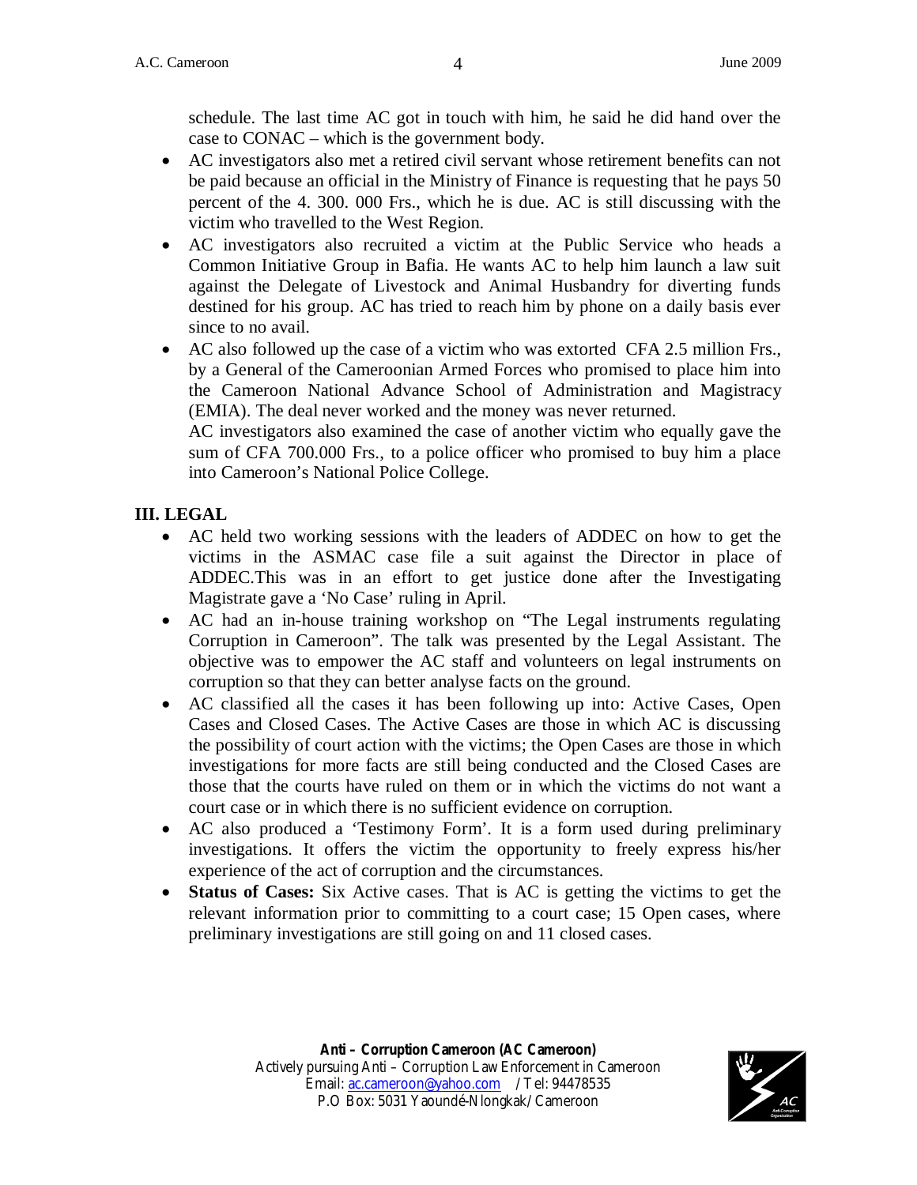schedule. The last time AC got in touch with him, he said he did hand over the case to CONAC – which is the government body.

- AC investigators also met a retired civil servant whose retirement benefits can not be paid because an official in the Ministry of Finance is requesting that he pays 50 percent of the 4. 300. 000 Frs., which he is due. AC is still discussing with the victim who travelled to the West Region.
- AC investigators also recruited a victim at the Public Service who heads a Common Initiative Group in Bafia. He wants AC to help him launch a law suit against the Delegate of Livestock and Animal Husbandry for diverting funds destined for his group. AC has tried to reach him by phone on a daily basis ever since to no avail.
- AC also followed up the case of a victim who was extorted CFA 2.5 million Frs., by a General of the Cameroonian Armed Forces who promised to place him into the Cameroon National Advance School of Administration and Magistracy (EMIA). The deal never worked and the money was never returned.
  AC investigators also examined the case of another victim who equally gave the sum of CFA 700.000 Frs., to a police officer who promised to buy him a place into Cameroon's National Police College.

## III. LEGAL

- AC held two working sessions with the leaders of ADDEC on how to get the victims in the ASMAC case file a suit against the Director in place of ADDEC.This was in an effort to get justice done after the Investigating Magistrate gave a 'No Case' ruling in April.
- AC had an in-house training workshop on "The Legal instruments regulating Corruption in Cameroon". The talk was presented by the Legal Assistant. The objective was to empower the AC staff and volunteers on legal instruments on corruption so that they can better analyse facts on the ground.
- AC classified all the cases it has been following up into: Active Cases, Open Cases and Closed Cases. The Active Cases are those in which AC is discussing the possibility of court action with the victims; the Open Cases are those in which investigations for more facts are still being conducted and the Closed Cases are those that the courts have ruled on them or in which the victims do not want a court case or in which there is no sufficient evidence on corruption.
- AC also produced a 'Testimony Form'. It is a form used during preliminary investigations. It offers the victim the opportunity to freely express his/her experience of the act of corruption and the circumstances.
- **Status of Cases:** Six Active cases. That is AC is getting the victims to get the relevant information prior to committing to a court case; 15 Open cases, where preliminary investigations are still going on and 11 closed cases.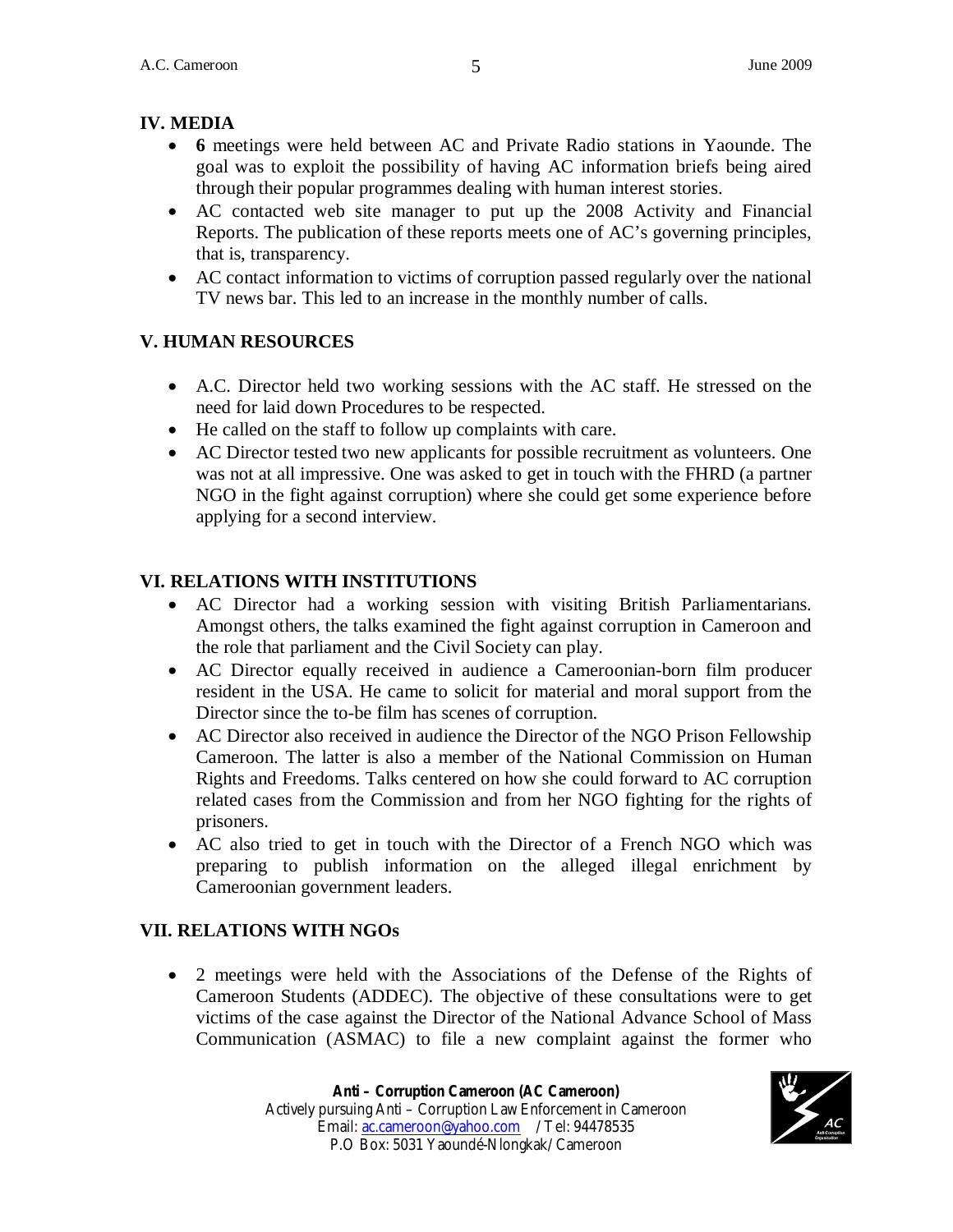## IV. MEDIA

- **6** meetings were held between AC and Private Radio stations in Yaounde. The goal was to exploit the possibility of having AC information briefs being aired through their popular programmes dealing with human interest stories.
- AC contacted web site manager to put up the 2008 Activity and Financial Reports. The publication of these reports meets one of AC's governing principles, that is, transparency.
- AC contact information to victims of corruption passed regularly over the national TV news bar. This led to an increase in the monthly number of calls.

## V. HUMAN RESOURCES

- A.C. Director held two working sessions with the AC staff. He stressed on the need for laid down Procedures to be respected.
- He called on the staff to follow up complaints with care.
- AC Director tested two new applicants for possible recruitment as volunteers. One was not at all impressive. One was asked to get in touch with the FHRD (a partner NGO in the fight against corruption) where she could get some experience before applying for a second interview.

## VI. RELATIONS WITH INSTITUTIONS

- AC Director had a working session with visiting British Parliamentarians. Amongst others, the talks examined the fight against corruption in Cameroon and the role that parliament and the Civil Society can play.
- AC Director equally received in audience a Cameroonian-born film producer resident in the USA. He came to solicit for material and moral support from the Director since the to-be film has scenes of corruption.
- AC Director also received in audience the Director of the NGO Prison Fellowship Cameroon. The latter is also a member of the National Commission on Human Rights and Freedoms. Talks centered on how she could forward to AC corruption related cases from the Commission and from her NGO fighting for the rights of prisoners.
- AC also tried to get in touch with the Director of a French NGO which was preparing to publish information on the alleged illegal enrichment by Cameroonian government leaders.

## VII. RELATIONS WITH NGOs

- 2 meetings were held with the Associations of the Defense of the Rights of Cameroon Students (ADDEC). The objective of these consultations were to get victims of the case against the Director of the National Advance School of Mass Communication (ASMAC) to file a new complaint against the former who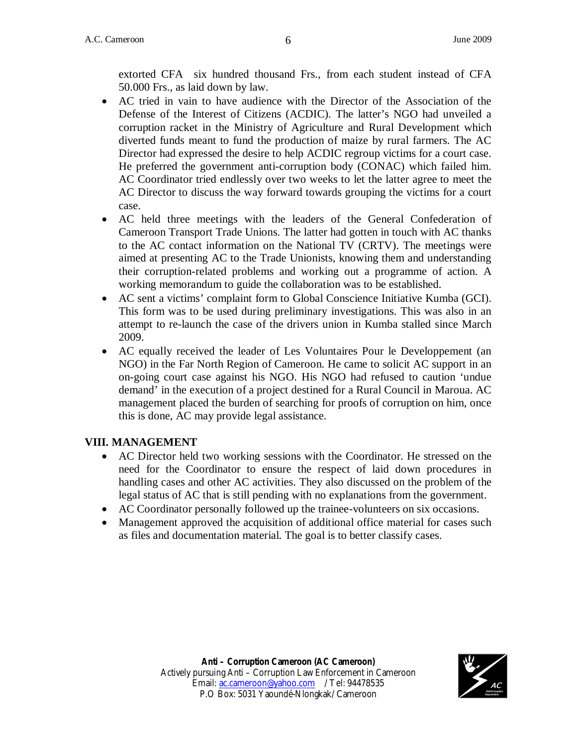extorted CFA six hundred thousand Frs., from each student instead of CFA 50.000 Frs., as laid down by law.

- AC tried in vain to have audience with the Director of the Association of the Defense of the Interest of Citizens (ACDIC). The latter's NGO had unveiled a corruption racket in the Ministry of Agriculture and Rural Development which diverted funds meant to fund the production of maize by rural farmers. The AC Director had expressed the desire to help ACDIC regroup victims for a court case. He preferred the government anti-corruption body (CONAC) which failed him. AC Coordinator tried endlessly over two weeks to let the latter agree to meet the AC Director to discuss the way forward towards grouping the victims for a court case.
- AC held three meetings with the leaders of the General Confederation of Cameroon Transport Trade Unions. The latter had gotten in touch with AC thanks to the AC contact information on the National TV (CRTV). The meetings were aimed at presenting AC to the Trade Unionists, knowing them and understanding their corruption-related problems and working out a programme of action. A working memorandum to guide the collaboration was to be established.
- AC sent a victims' complaint form to Global Conscience Initiative Kumba (GCI). This form was to be used during preliminary investigations. This was also in an attempt to re-launch the case of the drivers union in Kumba stalled since March 2009.
- AC equally received the leader of Les Voluntaires Pour le Developpement (an NGO) in the Far North Region of Cameroon. He came to solicit AC support in an on-going court case against his NGO. His NGO had refused to caution 'undue demand' in the execution of a project destined for a Rural Council in Maroua. AC management placed the burden of searching for proofs of corruption on him, once this is done, AC may provide legal assistance.

## VIII. MANAGEMENT

- AC Director held two working sessions with the Coordinator. He stressed on the need for the Coordinator to ensure the respect of laid down procedures in handling cases and other AC activities. They also discussed on the problem of the legal status of AC that is still pending with no explanations from the government.
- AC Coordinator personally followed up the trainee-volunteers on six occasions.
- Management approved the acquisition of additional office material for cases such as files and documentation material. The goal is to better classify cases.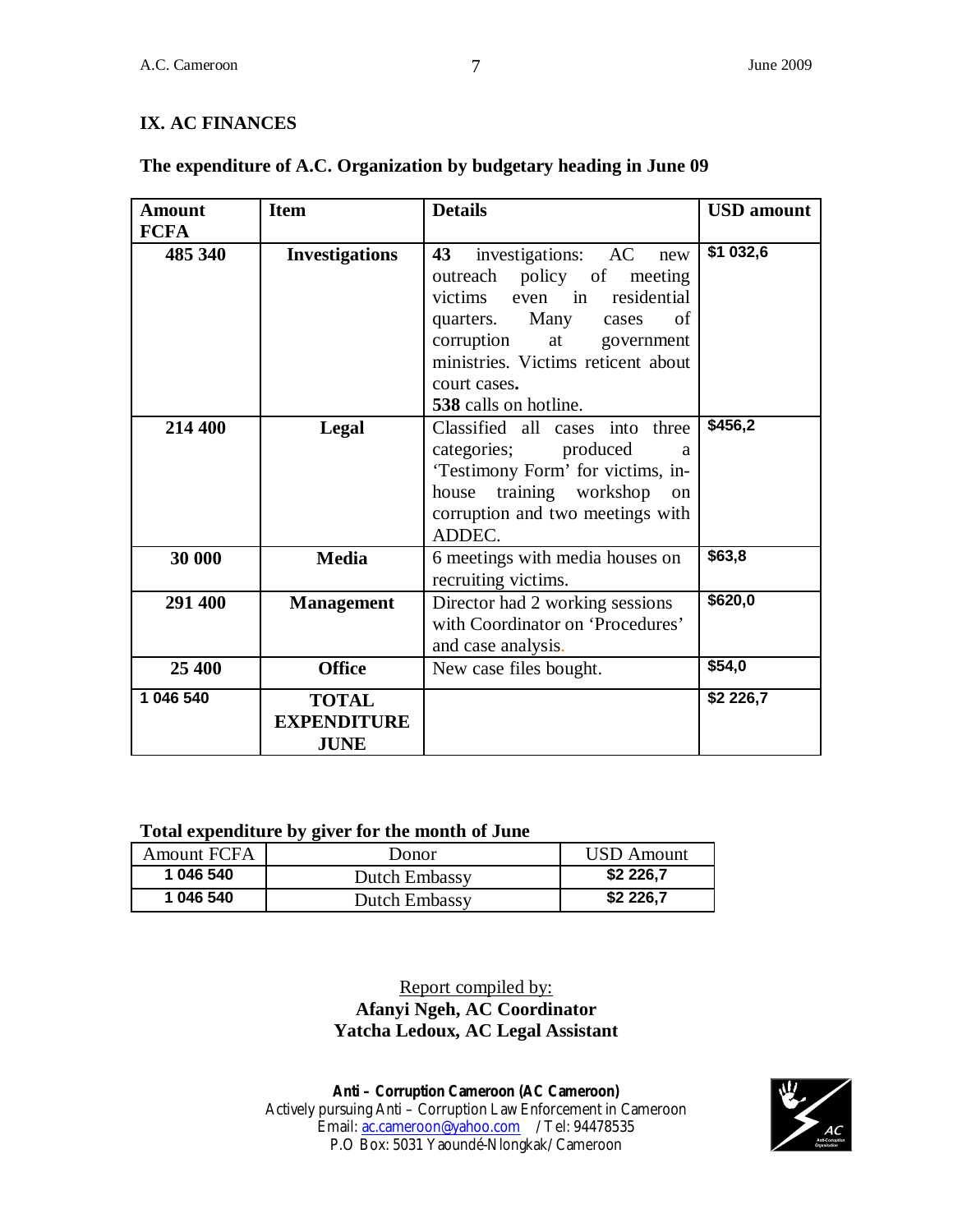## IX. AC FINANCES

**The expenditure of A.C. Organization by budgetary heading in June 09**

| Amount FCFA | Item | Details | USD amount |
|---|---|---|---|
| 485 340 | **Investigations** | **43** investigations: AC new outreach policy of meeting victims even in residential quarters. Many cases of corruption at government ministries. Victims reticent about court cases. **538** calls on hotline. | $1 032,6 |
| 214 400 | **Legal** | Classified all cases into three categories; produced a 'Testimony Form' for victims, in-house training workshop on corruption and two meetings with ADDEC. | $456,2 |
| 30 000 | **Media** | 6 meetings with media houses on recruiting victims. | $63,8 |
| 291 400 | **Management** | Director had 2 working sessions with Coordinator on 'Procedures' and case analysis. | $620,0 |
| 25 400 | **Office** | New case files bought. | $54,0 |
| 1 046 540 | **TOTAL EXPENDITURE JUNE** | | $2 226,7 |

**Total expenditure by giver for the month of June**

| Amount FCFA | Donor | USD Amount |
|---|---|---|
| 1 046 540 | Dutch Embassy | $2 226,7 |
| 1 046 540 | Dutch Embassy | $2 226,7 |

Report compiled by:
**Afanyi Ngeh, AC Coordinator**
**Yatcha Ledoux, AC Legal Assistant**

**Anti – Corruption Cameroon (AC Cameroon)**
Actively pursuing Anti – Corruption Law Enforcement in Cameroon
Email: ac.cameroon@yahoo.com / Tel: 94478535
P.O Box: 5031 Yaoundé-Nlongkak/ Cameroon